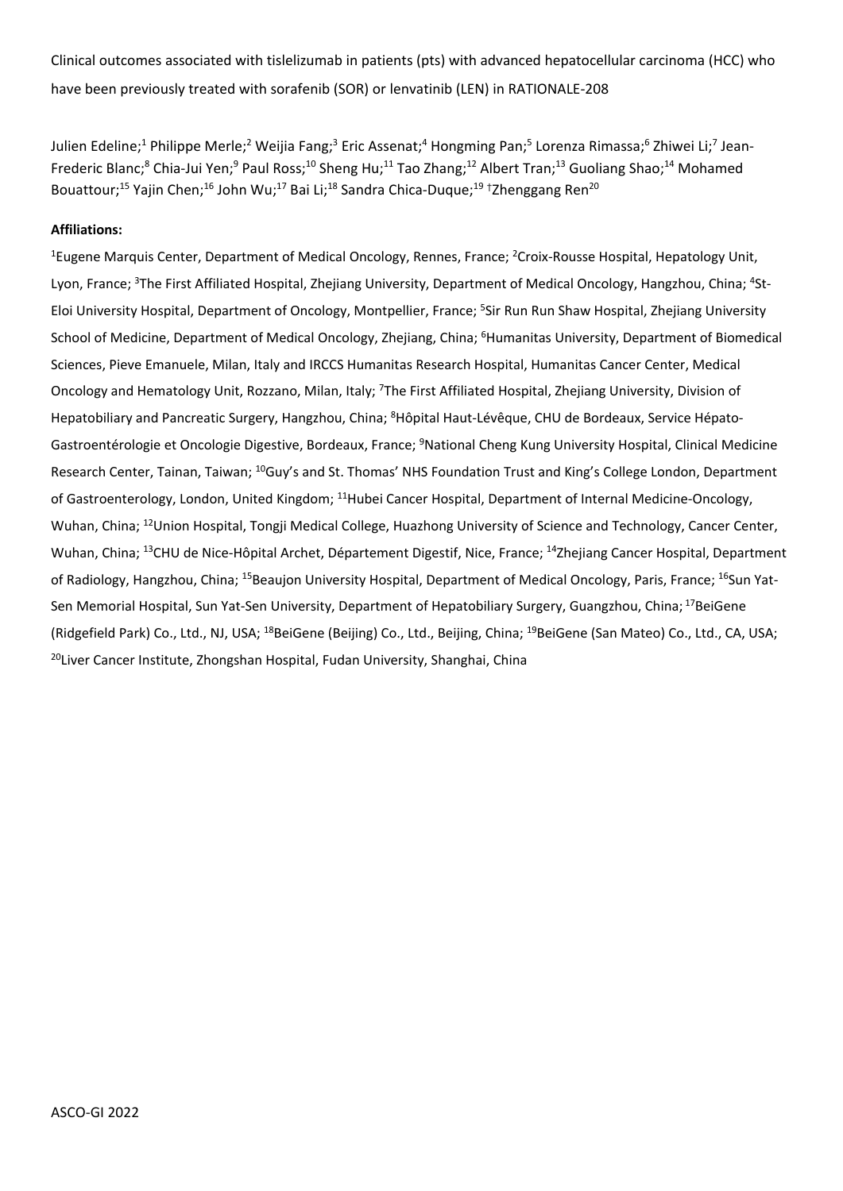Clinical outcomes associated with tislelizumab in patients (pts) with advanced hepatocellular carcinoma (HCC) who have been previously treated with sorafenib (SOR) or lenvatinib (LEN) in RATIONALE-208

Julien Edeline;[1] Philippe Merle;[2] Weijia Fang;[3] Eric Assenat;[4] Hongming Pan;[5] Lorenza Rimassa;[6] Zhiwei Li;[7] Jean-Frederic Blanc;[8] Chia-Jui Yen;[9] Paul Ross;[10] Sheng Hu;[11] Tao Zhang;[12] Albert Tran;[13] Guoliang Shao;[14] Mohamed Bouattour;[15] Yajin Chen;[16] John Wu;[17] Bai Li;[18] Sandra Chica-Duque;[19] [†]Zhenggang Ren[20]

**Affiliations:**

[1]Eugene Marquis Center, Department of Medical Oncology, Rennes, France; [2]Croix-Rousse Hospital, Hepatology Unit, Lyon, France; [3]The First Affiliated Hospital, Zhejiang University, Department of Medical Oncology, Hangzhou, China; [4]St-Eloi University Hospital, Department of Oncology, Montpellier, France; [5]Sir Run Run Shaw Hospital, Zhejiang University School of Medicine, Department of Medical Oncology, Zhejiang, China; [6]Humanitas University, Department of Biomedical Sciences, Pieve Emanuele, Milan, Italy and IRCCS Humanitas Research Hospital, Humanitas Cancer Center, Medical Oncology and Hematology Unit, Rozzano, Milan, Italy; [7]The First Affiliated Hospital, Zhejiang University, Division of Hepatobiliary and Pancreatic Surgery, Hangzhou, China; [8]Hôpital Haut-Lévêque, CHU de Bordeaux, Service Hépato-Gastroentérologie et Oncologie Digestive, Bordeaux, France; [9]National Cheng Kung University Hospital, Clinical Medicine Research Center, Tainan, Taiwan; [10]Guy's and St. Thomas' NHS Foundation Trust and King's College London, Department of Gastroenterology, London, United Kingdom; [11]Hubei Cancer Hospital, Department of Internal Medicine-Oncology, Wuhan, China; [12]Union Hospital, Tongji Medical College, Huazhong University of Science and Technology, Cancer Center, Wuhan, China; [13]CHU de Nice-Hôpital Archet, Département Digestif, Nice, France; [14]Zhejiang Cancer Hospital, Department of Radiology, Hangzhou, China; [15]Beaujon University Hospital, Department of Medical Oncology, Paris, France; [16]Sun Yat-Sen Memorial Hospital, Sun Yat-Sen University, Department of Hepatobiliary Surgery, Guangzhou, China; [17]BeiGene (Ridgefield Park) Co., Ltd., NJ, USA; [18]BeiGene (Beijing) Co., Ltd., Beijing, China; [19]BeiGene (San Mateo) Co., Ltd., CA, USA; [20]Liver Cancer Institute, Zhongshan Hospital, Fudan University, Shanghai, China

ASCO-GI 2022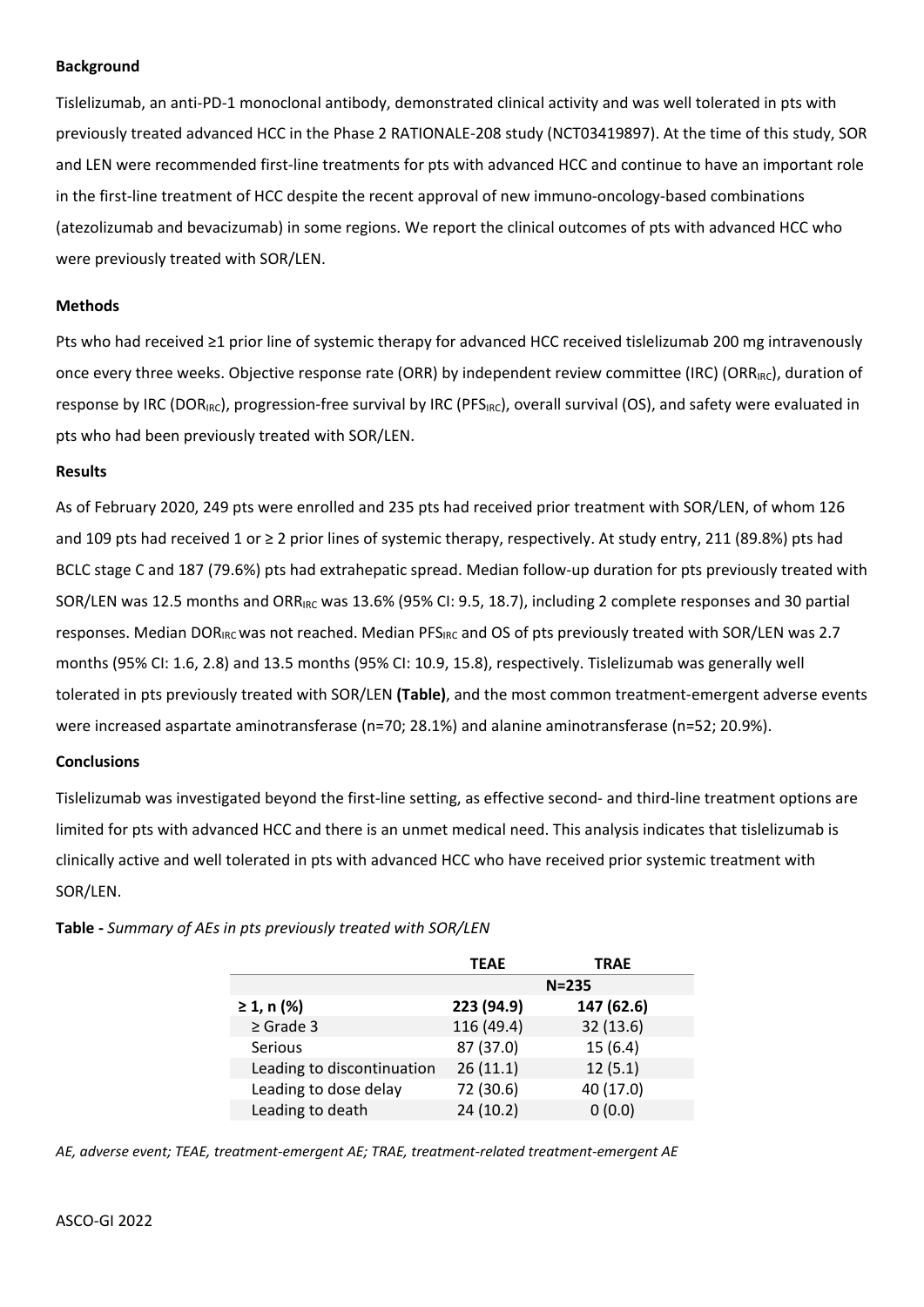**Background**

Tislelizumab, an anti-PD-1 monoclonal antibody, demonstrated clinical activity and was well tolerated in pts with previously treated advanced HCC in the Phase 2 RATIONALE-208 study (NCT03419897). At the time of this study, SOR and LEN were recommended first-line treatments for pts with advanced HCC and continue to have an important role in the first-line treatment of HCC despite the recent approval of new immuno-oncology-based combinations (atezolizumab and bevacizumab) in some regions. We report the clinical outcomes of pts with advanced HCC who were previously treated with SOR/LEN.

**Methods**

Pts who had received ≥1 prior line of systemic therapy for advanced HCC received tislelizumab 200 mg intravenously once every three weeks. Objective response rate (ORR) by independent review committee (IRC) ($ORR_{IRC}$), duration of response by IRC ($DOR_{IRC}$), progression-free survival by IRC ($PFS_{IRC}$), overall survival (OS), and safety were evaluated in pts who had been previously treated with SOR/LEN.

**Results**

As of February 2020, 249 pts were enrolled and 235 pts had received prior treatment with SOR/LEN, of whom 126 and 109 pts had received 1 or ≥ 2 prior lines of systemic therapy, respectively. At study entry, 211 (89.8%) pts had BCLC stage C and 187 (79.6%) pts had extrahepatic spread. Median follow-up duration for pts previously treated with SOR/LEN was 12.5 months and $ORR_{IRC}$ was 13.6% (95% CI: 9.5, 18.7), including 2 complete responses and 30 partial responses. Median $DOR_{IRC}$ was not reached. Median $PFS_{IRC}$ and OS of pts previously treated with SOR/LEN was 2.7 months (95% CI: 1.6, 2.8) and 13.5 months (95% CI: 10.9, 15.8), respectively. Tislelizumab was generally well tolerated in pts previously treated with SOR/LEN **(Table)**, and the most common treatment-emergent adverse events were increased aspartate aminotransferase (n=70; 28.1%) and alanine aminotransferase (n=52; 20.9%).

**Conclusions**

Tislelizumab was investigated beyond the first-line setting, as effective second- and third-line treatment options are limited for pts with advanced HCC and there is an unmet medical need. This analysis indicates that tislelizumab is clinically active and well tolerated in pts with advanced HCC who have received prior systemic treatment with SOR/LEN.

**Table -** *Summary of AEs in pts previously treated with SOR/LEN*

| | **TEAE** | **TRAE** |
|---|---|---|
| | **N=235** | |
| **≥ 1, n (%)** | **223 (94.9)** | **147 (62.6)** |
| ≥ Grade 3 | 116 (49.4) | 32 (13.6) |
| Serious | 87 (37.0) | 15 (6.4) |
| Leading to discontinuation | 26 (11.1) | 12 (5.1) |
| Leading to dose delay | 72 (30.6) | 40 (17.0) |
| Leading to death | 24 (10.2) | 0 (0.0) |

*AE, adverse event; TEAE, treatment-emergent AE; TRAE, treatment-related treatment-emergent AE*

ASCO-GI 2022